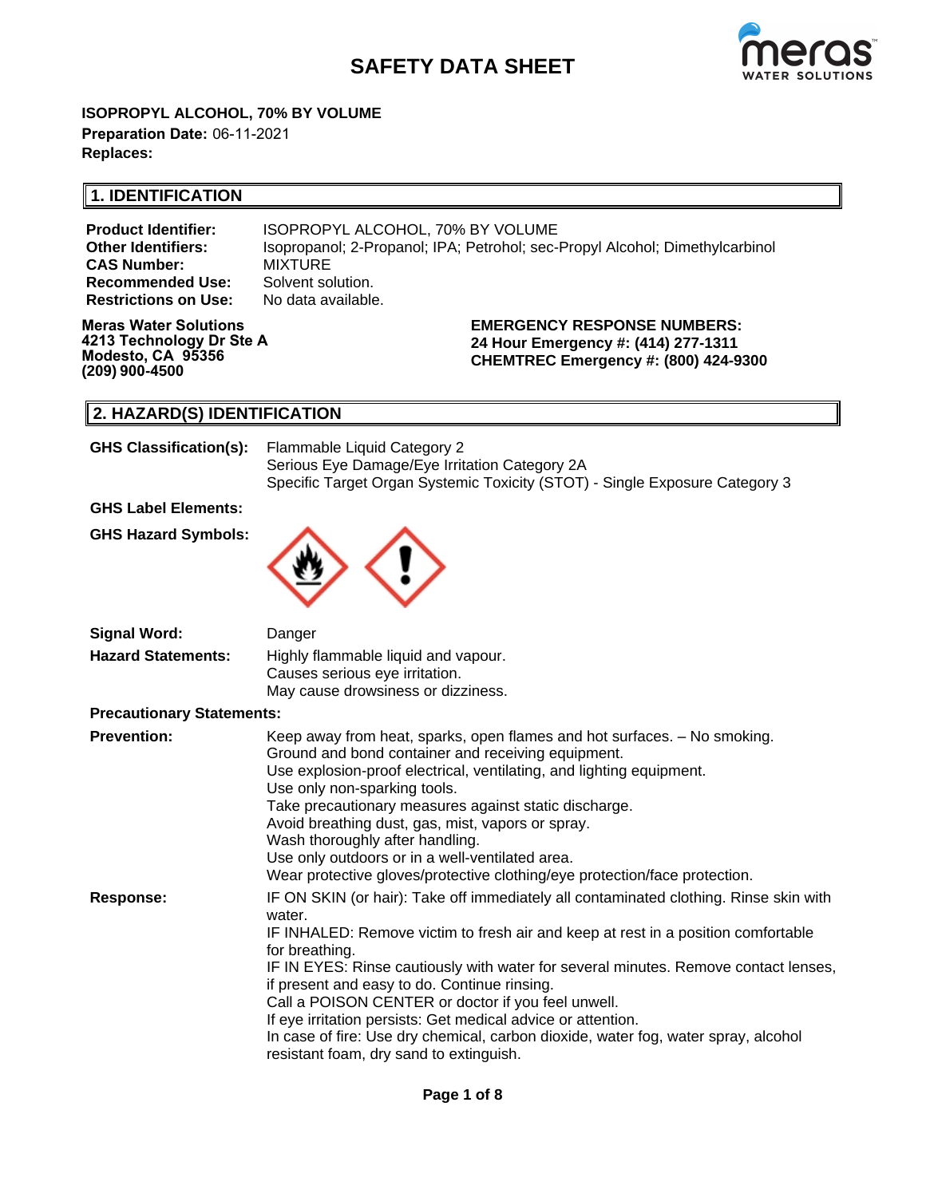# SAFETY DATA SHEET

**ISOPROPYL ALCOHOL, 70% BY VOLUME**
**Preparation Date:** 06-11-2021
**Replaces:**

## 1. IDENTIFICATION

**Product Identifier:** ISOPROPYL ALCOHOL, 70% BY VOLUME
**Other Identifiers:** Isopropanol; 2-Propanol; IPA; Petrohol; sec-Propyl Alcohol; Dimethylcarbinol
**CAS Number:** MIXTURE
**Recommended Use:** Solvent solution.
**Restrictions on Use:** No data available.

**Meras Water Solutions**
**4213 Technology Dr Ste A**
**Modesto, CA 95356**
**(209) 900-4500**

**EMERGENCY RESPONSE NUMBERS:**
**24 Hour Emergency #: (414) 277-1311**
**CHEMTREC Emergency #: (800) 424-9300**

## 2. HAZARD(S) IDENTIFICATION

**GHS Classification(s):**
Flammable Liquid Category 2
Serious Eye Damage/Eye Irritation Category 2A
Specific Target Organ Systemic Toxicity (STOT) - Single Exposure Category 3

**GHS Label Elements:**

**GHS Hazard Symbols:**

**Signal Word:** Danger

**Hazard Statements:**
Highly flammable liquid and vapour.
Causes serious eye irritation.
May cause drowsiness or dizziness.

**Precautionary Statements:**

**Prevention:**
Keep away from heat, sparks, open flames and hot surfaces. – No smoking.
Ground and bond container and receiving equipment.
Use explosion-proof electrical, ventilating, and lighting equipment.
Use only non-sparking tools.
Take precautionary measures against static discharge.
Avoid breathing dust, gas, mist, vapors or spray.
Wash thoroughly after handling.
Use only outdoors or in a well-ventilated area.
Wear protective gloves/protective clothing/eye protection/face protection.

**Response:**
IF ON SKIN (or hair): Take off immediately all contaminated clothing. Rinse skin with water.
IF INHALED: Remove victim to fresh air and keep at rest in a position comfortable for breathing.
IF IN EYES: Rinse cautiously with water for several minutes. Remove contact lenses, if present and easy to do. Continue rinsing.
Call a POISON CENTER or doctor if you feel unwell.
If eye irritation persists: Get medical advice or attention.
In case of fire: Use dry chemical, carbon dioxide, water fog, water spray, alcohol resistant foam, dry sand to extinguish.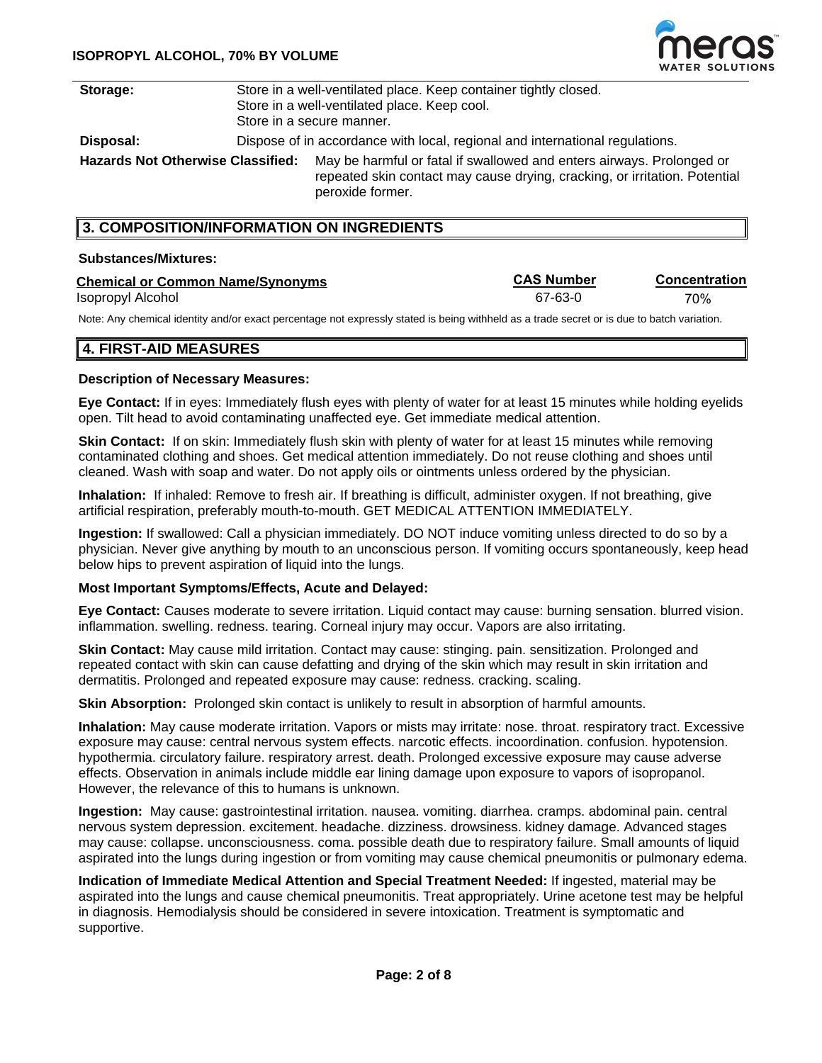**Storage:** Store in a well-ventilated place. Keep container tightly closed.
Store in a well-ventilated place. Keep cool.
Store in a secure manner.

**Disposal:** Dispose of in accordance with local, regional and international regulations.

**Hazards Not Otherwise Classified:** May be harmful or fatal if swallowed and enters airways. Prolonged or repeated skin contact may cause drying, cracking, or irritation. Potential peroxide former.

## 3. COMPOSITION/INFORMATION ON INGREDIENTS

**Substances/Mixtures:**

| Chemical or Common Name/Synonyms | CAS Number | Concentration |
|---|---|---|
| Isopropyl Alcohol | 67-63-0 | 70% |

Note: Any chemical identity and/or exact percentage not expressly stated is being withheld as a trade secret or is due to batch variation.

## 4. FIRST-AID MEASURES

**Description of Necessary Measures:**

**Eye Contact:** If in eyes: Immediately flush eyes with plenty of water for at least 15 minutes while holding eyelids open. Tilt head to avoid contaminating unaffected eye. Get immediate medical attention.

**Skin Contact:** If on skin: Immediately flush skin with plenty of water for at least 15 minutes while removing contaminated clothing and shoes. Get medical attention immediately. Do not reuse clothing and shoes until cleaned. Wash with soap and water. Do not apply oils or ointments unless ordered by the physician.

**Inhalation:** If inhaled: Remove to fresh air. If breathing is difficult, administer oxygen. If not breathing, give artificial respiration, preferably mouth-to-mouth. GET MEDICAL ATTENTION IMMEDIATELY.

**Ingestion:** If swallowed: Call a physician immediately. DO NOT induce vomiting unless directed to do so by a physician. Never give anything by mouth to an unconscious person. If vomiting occurs spontaneously, keep head below hips to prevent aspiration of liquid into the lungs.

**Most Important Symptoms/Effects, Acute and Delayed:**

**Eye Contact:** Causes moderate to severe irritation. Liquid contact may cause: burning sensation. blurred vision. inflammation. swelling. redness. tearing. Corneal injury may occur. Vapors are also irritating.

**Skin Contact:** May cause mild irritation. Contact may cause: stinging. pain. sensitization. Prolonged and repeated contact with skin can cause defatting and drying of the skin which may result in skin irritation and dermatitis. Prolonged and repeated exposure may cause: redness. cracking. scaling.

**Skin Absorption:** Prolonged skin contact is unlikely to result in absorption of harmful amounts.

**Inhalation:** May cause moderate irritation. Vapors or mists may irritate: nose. throat. respiratory tract. Excessive exposure may cause: central nervous system effects. narcotic effects. incoordination. confusion. hypotension. hypothermia. circulatory failure. respiratory arrest. death. Prolonged excessive exposure may cause adverse effects. Observation in animals include middle ear lining damage upon exposure to vapors of isopropanol. However, the relevance of this to humans is unknown.

**Ingestion:** May cause: gastrointestinal irritation. nausea. vomiting. diarrhea. cramps. abdominal pain. central nervous system depression. excitement. headache. dizziness. drowsiness. kidney damage. Advanced stages may cause: collapse. unconsciousness. coma. possible death due to respiratory failure. Small amounts of liquid aspirated into the lungs during ingestion or from vomiting may cause chemical pneumonitis or pulmonary edema.

**Indication of Immediate Medical Attention and Special Treatment Needed:** If ingested, material may be aspirated into the lungs and cause chemical pneumonitis. Treat appropriately. Urine acetone test may be helpful in diagnosis. Hemodialysis should be considered in severe intoxication. Treatment is symptomatic and supportive.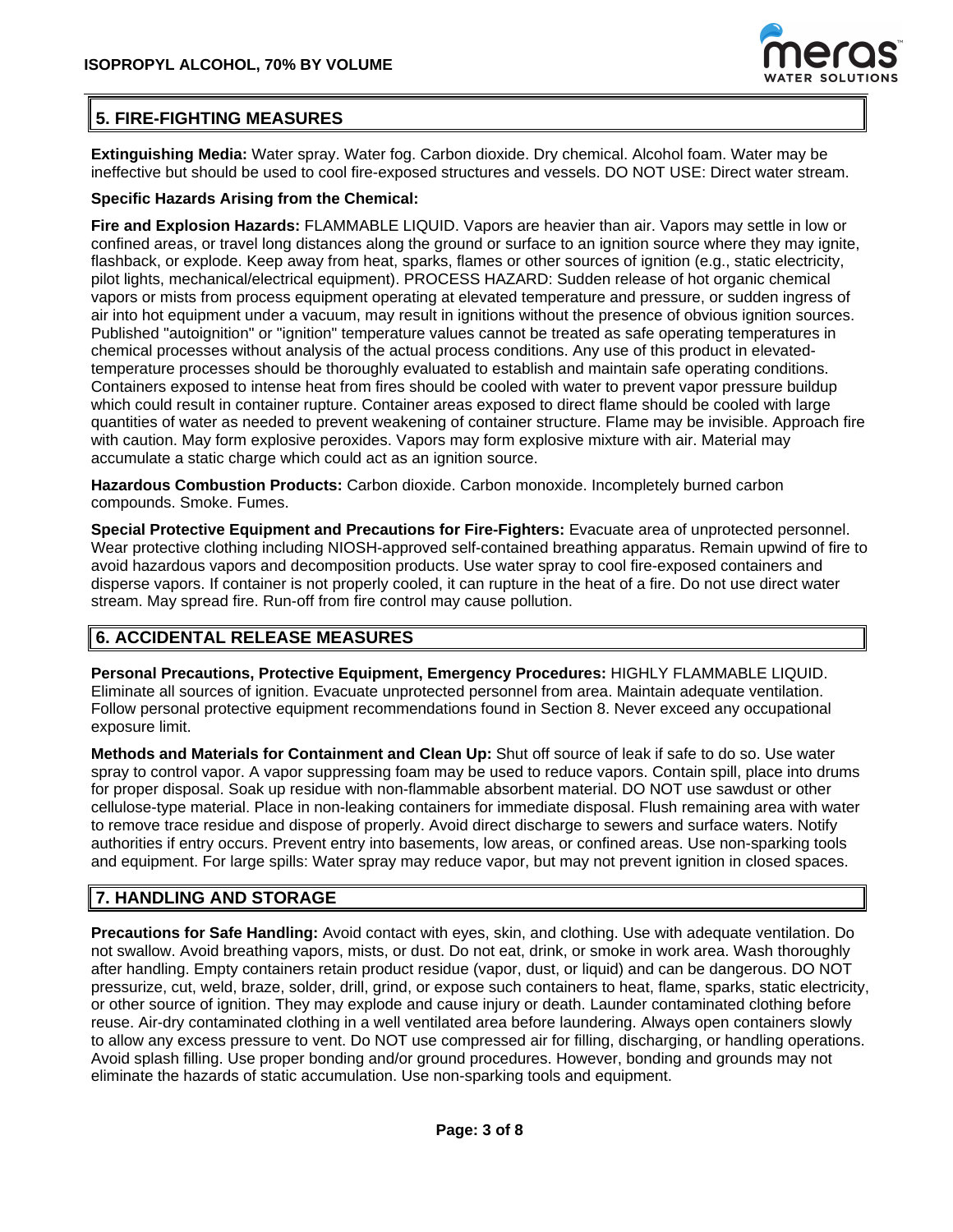## 5. FIRE-FIGHTING MEASURES

**Extinguishing Media:** Water spray. Water fog. Carbon dioxide. Dry chemical. Alcohol foam. Water may be ineffective but should be used to cool fire-exposed structures and vessels. DO NOT USE: Direct water stream.

**Specific Hazards Arising from the Chemical:**

**Fire and Explosion Hazards:** FLAMMABLE LIQUID. Vapors are heavier than air. Vapors may settle in low or confined areas, or travel long distances along the ground or surface to an ignition source where they may ignite, flashback, or explode. Keep away from heat, sparks, flames or other sources of ignition (e.g., static electricity, pilot lights, mechanical/electrical equipment). PROCESS HAZARD: Sudden release of hot organic chemical vapors or mists from process equipment operating at elevated temperature and pressure, or sudden ingress of air into hot equipment under a vacuum, may result in ignitions without the presence of obvious ignition sources. Published "autoignition" or "ignition" temperature values cannot be treated as safe operating temperatures in chemical processes without analysis of the actual process conditions. Any use of this product in elevated-temperature processes should be thoroughly evaluated to establish and maintain safe operating conditions. Containers exposed to intense heat from fires should be cooled with water to prevent vapor pressure buildup which could result in container rupture. Container areas exposed to direct flame should be cooled with large quantities of water as needed to prevent weakening of container structure. Flame may be invisible. Approach fire with caution. May form explosive peroxides. Vapors may form explosive mixture with air. Material may accumulate a static charge which could act as an ignition source.

**Hazardous Combustion Products:** Carbon dioxide. Carbon monoxide. Incompletely burned carbon compounds. Smoke. Fumes.

**Special Protective Equipment and Precautions for Fire-Fighters:** Evacuate area of unprotected personnel. Wear protective clothing including NIOSH-approved self-contained breathing apparatus. Remain upwind of fire to avoid hazardous vapors and decomposition products. Use water spray to cool fire-exposed containers and disperse vapors. If container is not properly cooled, it can rupture in the heat of a fire. Do not use direct water stream. May spread fire. Run-off from fire control may cause pollution.

## 6. ACCIDENTAL RELEASE MEASURES

**Personal Precautions, Protective Equipment, Emergency Procedures:** HIGHLY FLAMMABLE LIQUID. Eliminate all sources of ignition. Evacuate unprotected personnel from area. Maintain adequate ventilation. Follow personal protective equipment recommendations found in Section 8. Never exceed any occupational exposure limit.

**Methods and Materials for Containment and Clean Up:** Shut off source of leak if safe to do so. Use water spray to control vapor. A vapor suppressing foam may be used to reduce vapors. Contain spill, place into drums for proper disposal. Soak up residue with non-flammable absorbent material. DO NOT use sawdust or other cellulose-type material. Place in non-leaking containers for immediate disposal. Flush remaining area with water to remove trace residue and dispose of properly. Avoid direct discharge to sewers and surface waters. Notify authorities if entry occurs. Prevent entry into basements, low areas, or confined areas. Use non-sparking tools and equipment. For large spills: Water spray may reduce vapor, but may not prevent ignition in closed spaces.

## 7. HANDLING AND STORAGE

**Precautions for Safe Handling:** Avoid contact with eyes, skin, and clothing. Use with adequate ventilation. Do not swallow. Avoid breathing vapors, mists, or dust. Do not eat, drink, or smoke in work area. Wash thoroughly after handling. Empty containers retain product residue (vapor, dust, or liquid) and can be dangerous. DO NOT pressurize, cut, weld, braze, solder, drill, grind, or expose such containers to heat, flame, sparks, static electricity, or other source of ignition. They may explode and cause injury or death. Launder contaminated clothing before reuse. Air-dry contaminated clothing in a well ventilated area before laundering. Always open containers slowly to allow any excess pressure to vent. Do NOT use compressed air for filling, discharging, or handling operations. Avoid splash filling. Use proper bonding and/or ground procedures. However, bonding and grounds may not eliminate the hazards of static accumulation. Use non-sparking tools and equipment.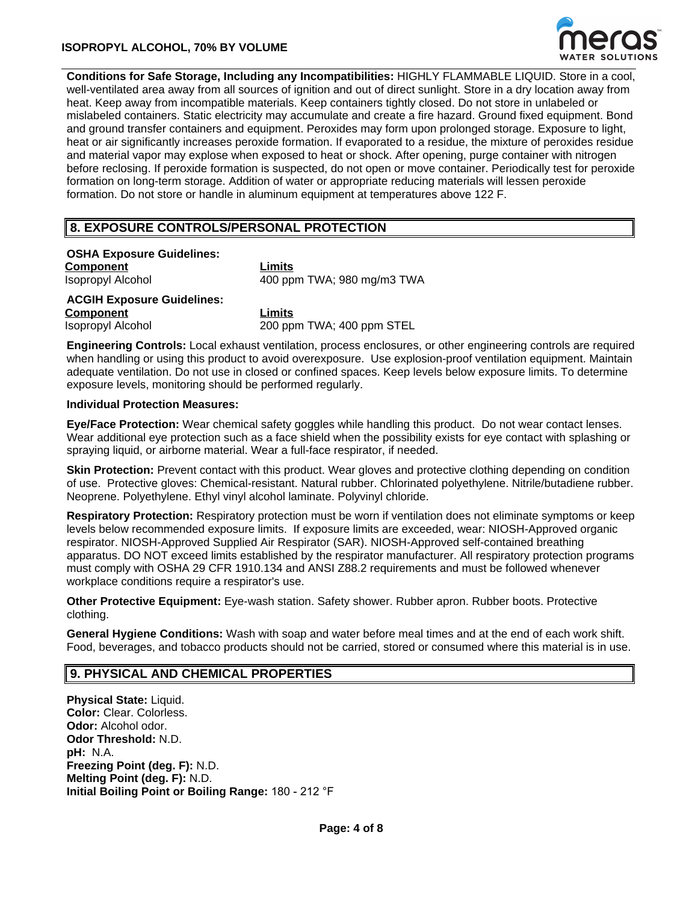**Conditions for Safe Storage, Including any Incompatibilities:** HIGHLY FLAMMABLE LIQUID. Store in a cool, well-ventilated area away from all sources of ignition and out of direct sunlight. Store in a dry location away from heat. Keep away from incompatible materials. Keep containers tightly closed. Do not store in unlabeled or mislabeled containers. Static electricity may accumulate and create a fire hazard. Ground fixed equipment. Bond and ground transfer containers and equipment. Peroxides may form upon prolonged storage. Exposure to light, heat or air significantly increases peroxide formation. If evaporated to a residue, the mixture of peroxides residue and material vapor may explode when exposed to heat or shock. After opening, purge container with nitrogen before reclosing. If peroxide formation is suspected, do not open or move container. Periodically test for peroxide formation on long-term storage. Addition of water or appropriate reducing materials will lessen peroxide formation. Do not store or handle in aluminum equipment at temperatures above 122 F.

## 8. EXPOSURE CONTROLS/PERSONAL PROTECTION

**OSHA Exposure Guidelines:**

| Component | Limits |
| --- | --- |
| Isopropyl Alcohol | 400 ppm TWA; 980 mg/m3 TWA |

**ACGIH Exposure Guidelines:**

| Component | Limits |
| --- | --- |
| Isopropyl Alcohol | 200 ppm TWA; 400 ppm STEL |

**Engineering Controls:** Local exhaust ventilation, process enclosures, or other engineering controls are required when handling or using this product to avoid overexposure. Use explosion-proof ventilation equipment. Maintain adequate ventilation. Do not use in closed or confined spaces. Keep levels below exposure limits. To determine exposure levels, monitoring should be performed regularly.

**Individual Protection Measures:**

**Eye/Face Protection:** Wear chemical safety goggles while handling this product. Do not wear contact lenses. Wear additional eye protection such as a face shield when the possibility exists for eye contact with splashing or spraying liquid, or airborne material. Wear a full-face respirator, if needed.

**Skin Protection:** Prevent contact with this product. Wear gloves and protective clothing depending on condition of use. Protective gloves: Chemical-resistant. Natural rubber. Chlorinated polyethylene. Nitrile/butadiene rubber. Neoprene. Polyethylene. Ethyl vinyl alcohol laminate. Polyvinyl chloride.

**Respiratory Protection:** Respiratory protection must be worn if ventilation does not eliminate symptoms or keep levels below recommended exposure limits. If exposure limits are exceeded, wear: NIOSH-Approved organic respirator. NIOSH-Approved Supplied Air Respirator (SAR). NIOSH-Approved self-contained breathing apparatus. DO NOT exceed limits established by the respirator manufacturer. All respiratory protection programs must comply with OSHA 29 CFR 1910.134 and ANSI Z88.2 requirements and must be followed whenever workplace conditions require a respirator's use.

**Other Protective Equipment:** Eye-wash station. Safety shower. Rubber apron. Rubber boots. Protective clothing.

**General Hygiene Conditions:** Wash with soap and water before meal times and at the end of each work shift. Food, beverages, and tobacco products should not be carried, stored or consumed where this material is in use.

## 9. PHYSICAL AND CHEMICAL PROPERTIES

**Physical State:** Liquid.
**Color:** Clear. Colorless.
**Odor:** Alcohol odor.
**Odor Threshold:** N.D.
**pH:** N.A.
**Freezing Point (deg. F):** N.D.
**Melting Point (deg. F):** N.D.
**Initial Boiling Point or Boiling Range:** 180 - 212 °F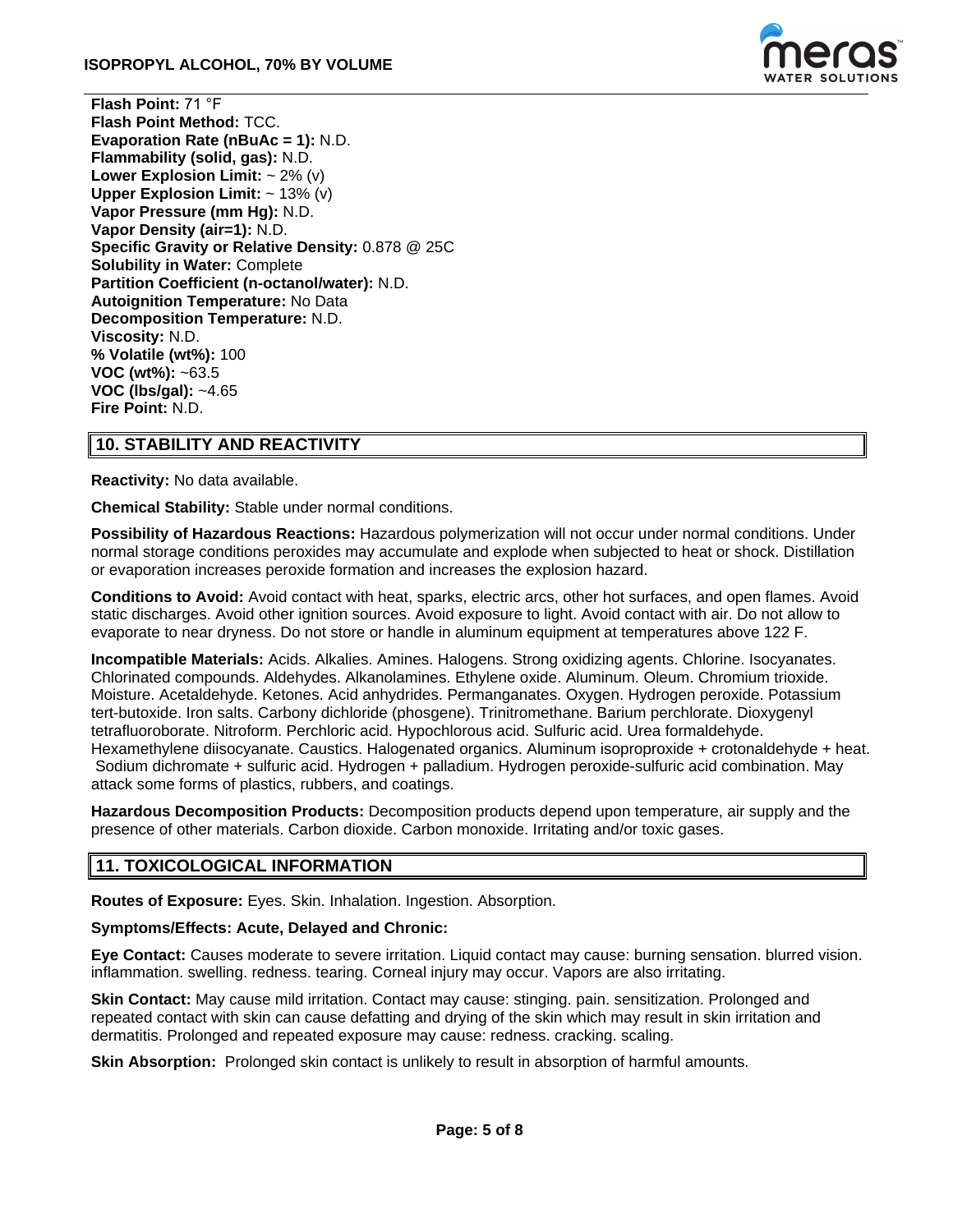**Flash Point:** 71 °F
**Flash Point Method:** TCC.
**Evaporation Rate (nBuAc = 1):** N.D.
**Flammability (solid, gas):** N.D.
**Lower Explosion Limit:** ~ 2% (v)
**Upper Explosion Limit:** ~ 13% (v)
**Vapor Pressure (mm Hg):** N.D.
**Vapor Density (air=1):** N.D.
**Specific Gravity or Relative Density:** 0.878 @ 25C
**Solubility in Water:** Complete
**Partition Coefficient (n-octanol/water):** N.D.
**Autoignition Temperature:** No Data
**Decomposition Temperature:** N.D.
**Viscosity:** N.D.
**% Volatile (wt%):** 100
**VOC (wt%):** ~63.5
**VOC (lbs/gal):** ~4.65
**Fire Point:** N.D.

## 10. STABILITY AND REACTIVITY

**Reactivity:** No data available.

**Chemical Stability:** Stable under normal conditions.

**Possibility of Hazardous Reactions:** Hazardous polymerization will not occur under normal conditions. Under normal storage conditions peroxides may accumulate and explode when subjected to heat or shock. Distillation or evaporation increases peroxide formation and increases the explosion hazard.

**Conditions to Avoid:** Avoid contact with heat, sparks, electric arcs, other hot surfaces, and open flames. Avoid static discharges. Avoid other ignition sources. Avoid exposure to light. Avoid contact with air. Do not allow to evaporate to near dryness. Do not store or handle in aluminum equipment at temperatures above 122 F.

**Incompatible Materials:** Acids. Alkalies. Amines. Halogens. Strong oxidizing agents. Chlorine. Isocyanates. Chlorinated compounds. Aldehydes. Alkanolamines. Ethylene oxide. Aluminum. Oleum. Chromium trioxide. Moisture. Acetaldehyde. Ketones. Acid anhydrides. Permanganates. Oxygen. Hydrogen peroxide. Potassium tert-butoxide. Iron salts. Carbony dichloride (phosgene). Trinitromethane. Barium perchlorate. Dioxygenyl tetrafluoroborate. Nitroform. Perchloric acid. Hypochlorous acid. Sulfuric acid. Urea formaldehyde. Hexamethylene diisocyanate. Caustics. Halogenated organics. Aluminum isoproproxide + crotonaldehyde + heat. Sodium dichromate + sulfuric acid. Hydrogen + palladium. Hydrogen peroxide-sulfuric acid combination. May attack some forms of plastics, rubbers, and coatings.

**Hazardous Decomposition Products:** Decomposition products depend upon temperature, air supply and the presence of other materials. Carbon dioxide. Carbon monoxide. Irritating and/or toxic gases.

## 11. TOXICOLOGICAL INFORMATION

**Routes of Exposure:** Eyes. Skin. Inhalation. Ingestion. Absorption.

**Symptoms/Effects: Acute, Delayed and Chronic:**

**Eye Contact:** Causes moderate to severe irritation. Liquid contact may cause: burning sensation. blurred vision. inflammation. swelling. redness. tearing. Corneal injury may occur. Vapors are also irritating.

**Skin Contact:** May cause mild irritation. Contact may cause: stinging. pain. sensitization. Prolonged and repeated contact with skin can cause defatting and drying of the skin which may result in skin irritation and dermatitis. Prolonged and repeated exposure may cause: redness. cracking. scaling.

**Skin Absorption:** Prolonged skin contact is unlikely to result in absorption of harmful amounts.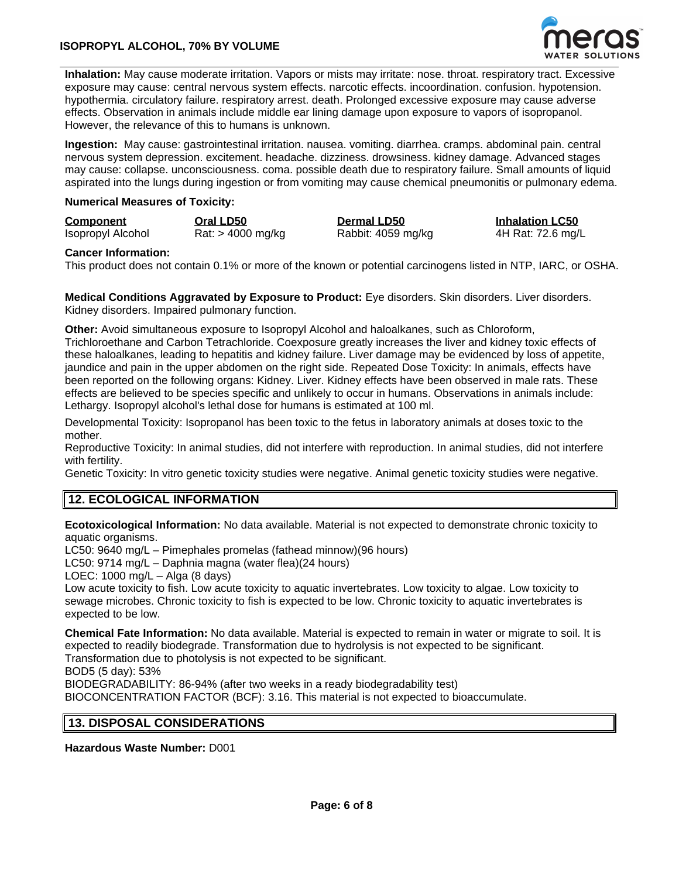**Inhalation:** May cause moderate irritation. Vapors or mists may irritate: nose. throat. respiratory tract. Excessive exposure may cause: central nervous system effects. narcotic effects. incoordination. confusion. hypotension. hypothermia. circulatory failure. respiratory arrest. death. Prolonged excessive exposure may cause adverse effects. Observation in animals include middle ear lining damage upon exposure to vapors of isopropanol. However, the relevance of this to humans is unknown.

**Ingestion:** May cause: gastrointestinal irritation. nausea. vomiting. diarrhea. cramps. abdominal pain. central nervous system depression. excitement. headache. dizziness. drowsiness. kidney damage. Advanced stages may cause: collapse. unconsciousness. coma. possible death due to respiratory failure. Small amounts of liquid aspirated into the lungs during ingestion or from vomiting may cause chemical pneumonitis or pulmonary edema.

**Numerical Measures of Toxicity:**

| Component | Oral LD50 | Dermal LD50 | Inhalation LC50 |
|---|---|---|---|
| Isopropyl Alcohol | Rat: > 4000 mg/kg | Rabbit: 4059 mg/kg | 4H Rat: 72.6 mg/L |

**Cancer Information:**

This product does not contain 0.1% or more of the known or potential carcinogens listed in NTP, IARC, or OSHA.

**Medical Conditions Aggravated by Exposure to Product:** Eye disorders. Skin disorders. Liver disorders. Kidney disorders. Impaired pulmonary function.

**Other:** Avoid simultaneous exposure to Isopropyl Alcohol and haloalkanes, such as Chloroform, Trichloroethane and Carbon Tetrachloride. Coexposure greatly increases the liver and kidney toxic effects of these haloalkanes, leading to hepatitis and kidney failure. Liver damage may be evidenced by loss of appetite, jaundice and pain in the upper abdomen on the right side. Repeated Dose Toxicity: In animals, effects have been reported on the following organs: Kidney. Liver. Kidney effects have been observed in male rats. These effects are believed to be species specific and unlikely to occur in humans. Observations in animals include: Lethargy. Isopropyl alcohol's lethal dose for humans is estimated at 100 ml.

Developmental Toxicity: Isopropanol has been toxic to the fetus in laboratory animals at doses toxic to the mother.

Reproductive Toxicity: In animal studies, did not interfere with reproduction. In animal studies, did not interfere with fertility.

Genetic Toxicity: In vitro genetic toxicity studies were negative. Animal genetic toxicity studies were negative.

## 12. ECOLOGICAL INFORMATION

**Ecotoxicological Information:** No data available. Material is not expected to demonstrate chronic toxicity to aquatic organisms.

LC50: 9640 mg/L – Pimephales promelas (fathead minnow)(96 hours)

LC50: 9714 mg/L – Daphnia magna (water flea)(24 hours)

LOEC: 1000 mg/L – Alga (8 days)

Low acute toxicity to fish. Low acute toxicity to aquatic invertebrates. Low toxicity to algae. Low toxicity to sewage microbes. Chronic toxicity to fish is expected to be low. Chronic toxicity to aquatic invertebrates is expected to be low.

**Chemical Fate Information:** No data available. Material is expected to remain in water or migrate to soil. It is expected to readily biodegrade. Transformation due to hydrolysis is not expected to be significant. Transformation due to photolysis is not expected to be significant.

BOD5 (5 day): 53%

BIODEGRADABILITY: 86-94% (after two weeks in a ready biodegradability test)

BIOCONCENTRATION FACTOR (BCF): 3.16. This material is not expected to bioaccumulate.

## 13. DISPOSAL CONSIDERATIONS

**Hazardous Waste Number:** D001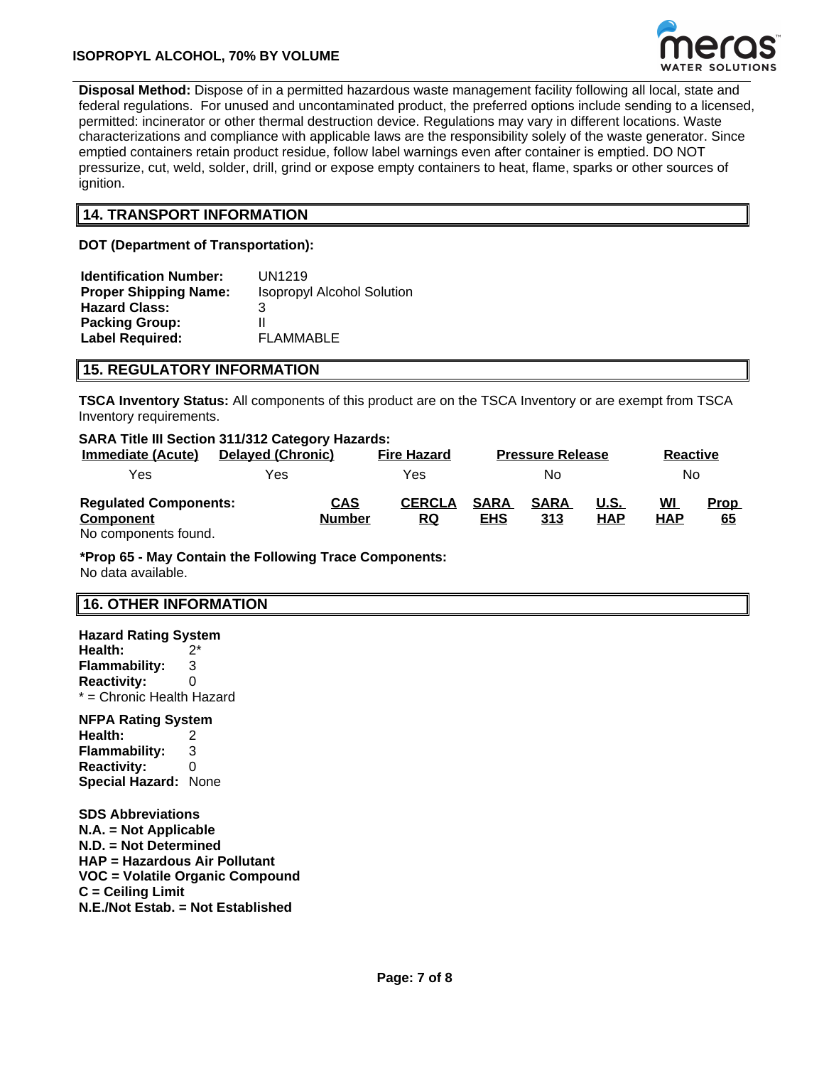**Disposal Method:** Dispose of in a permitted hazardous waste management facility following all local, state and federal regulations. For unused and uncontaminated product, the preferred options include sending to a licensed, permitted: incinerator or other thermal destruction device. Regulations may vary in different locations. Waste characterizations and compliance with applicable laws are the responsibility solely of the waste generator. Since emptied containers retain product residue, follow label warnings even after container is emptied. DO NOT pressurize, cut, weld, solder, drill, grind or expose empty containers to heat, flame, sparks or other sources of ignition.

## 14. TRANSPORT INFORMATION

**DOT (Department of Transportation):**

| | |
|---|---|
| **Identification Number:** | UN1219 |
| **Proper Shipping Name:** | Isopropyl Alcohol Solution |
| **Hazard Class:** | 3 |
| **Packing Group:** | II |
| **Label Required:** | FLAMMABLE |

## 15. REGULATORY INFORMATION

**TSCA Inventory Status:** All components of this product are on the TSCA Inventory or are exempt from TSCA Inventory requirements.

**SARA Title III Section 311/312 Category Hazards:**

| Immediate (Acute) | Delayed (Chronic) | Fire Hazard | Pressure Release | Reactive |
|---|---|---|---|---|
| Yes | Yes | Yes | No | No |

**Regulated Components:**

| Component | CAS Number | CERCLA RQ | SARA EHS | SARA 313 | U.S. HAP | WI HAP | Prop 65 |
|---|---|---|---|---|---|---|---|
| No components found. | | | | | | | |

**\*Prop 65 - May Contain the Following Trace Components:**
No data available.

## 16. OTHER INFORMATION

**Hazard Rating System**
**Health:** 2*
**Flammability:** 3
**Reactivity:** 0
* = Chronic Health Hazard

**NFPA Rating System**
**Health:** 2
**Flammability:** 3
**Reactivity:** 0
**Special Hazard:** None

**SDS Abbreviations**
**N.A. = Not Applicable**
**N.D. = Not Determined**
**HAP = Hazardous Air Pollutant**
**VOC = Volatile Organic Compound**
**C = Ceiling Limit**
**N.E./Not Estab. = Not Established**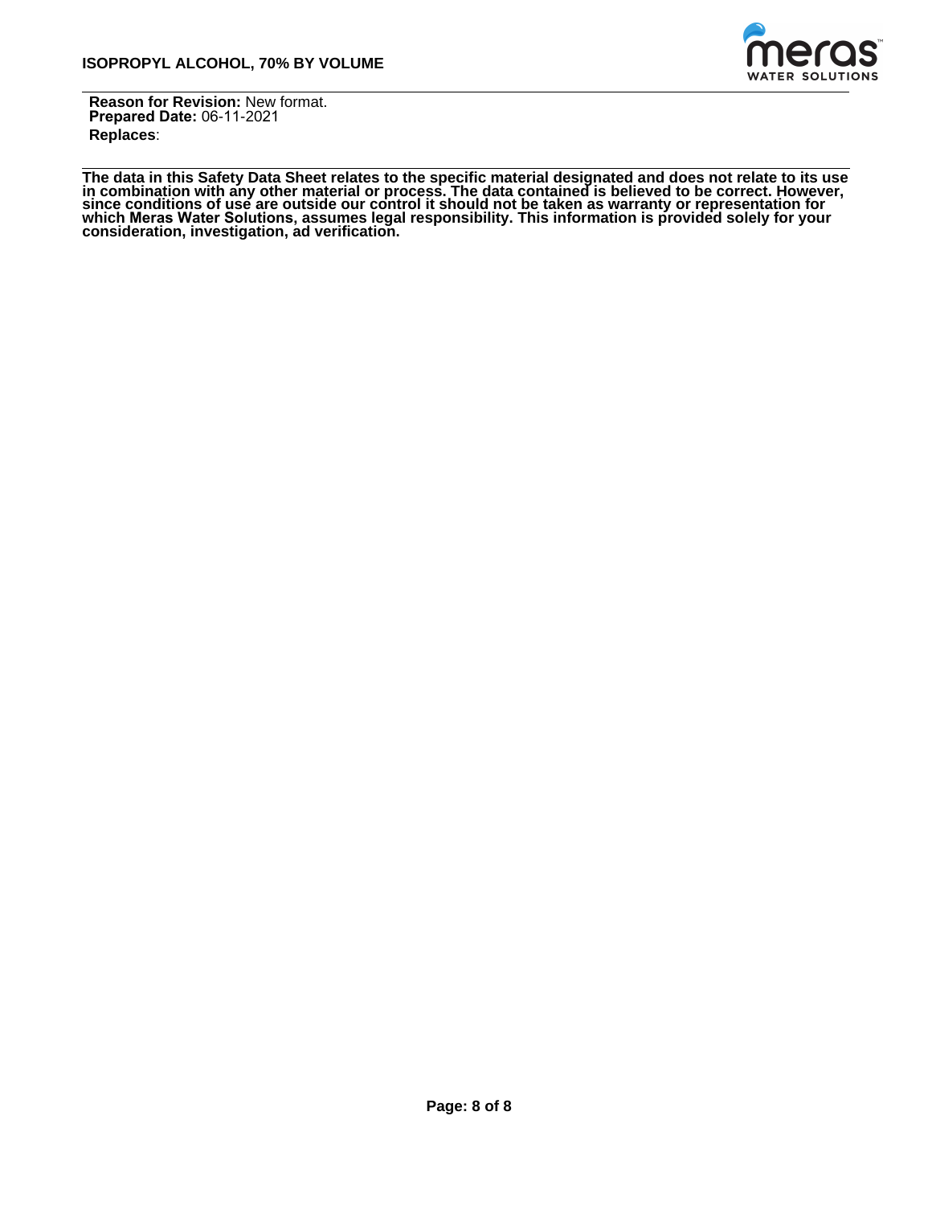**Reason for Revision:** New format.
**Prepared Date:** 06-11-2021
**Replaces**:

**The data in this Safety Data Sheet relates to the specific material designated and does not relate to its use in combination with any other material or process. The data contained is believed to be correct. However, since conditions of use are outside our control it should not be taken as warranty or representation for which Meras Water Solutions, assumes legal responsibility. This information is provided solely for your consideration, investigation, ad verification.**